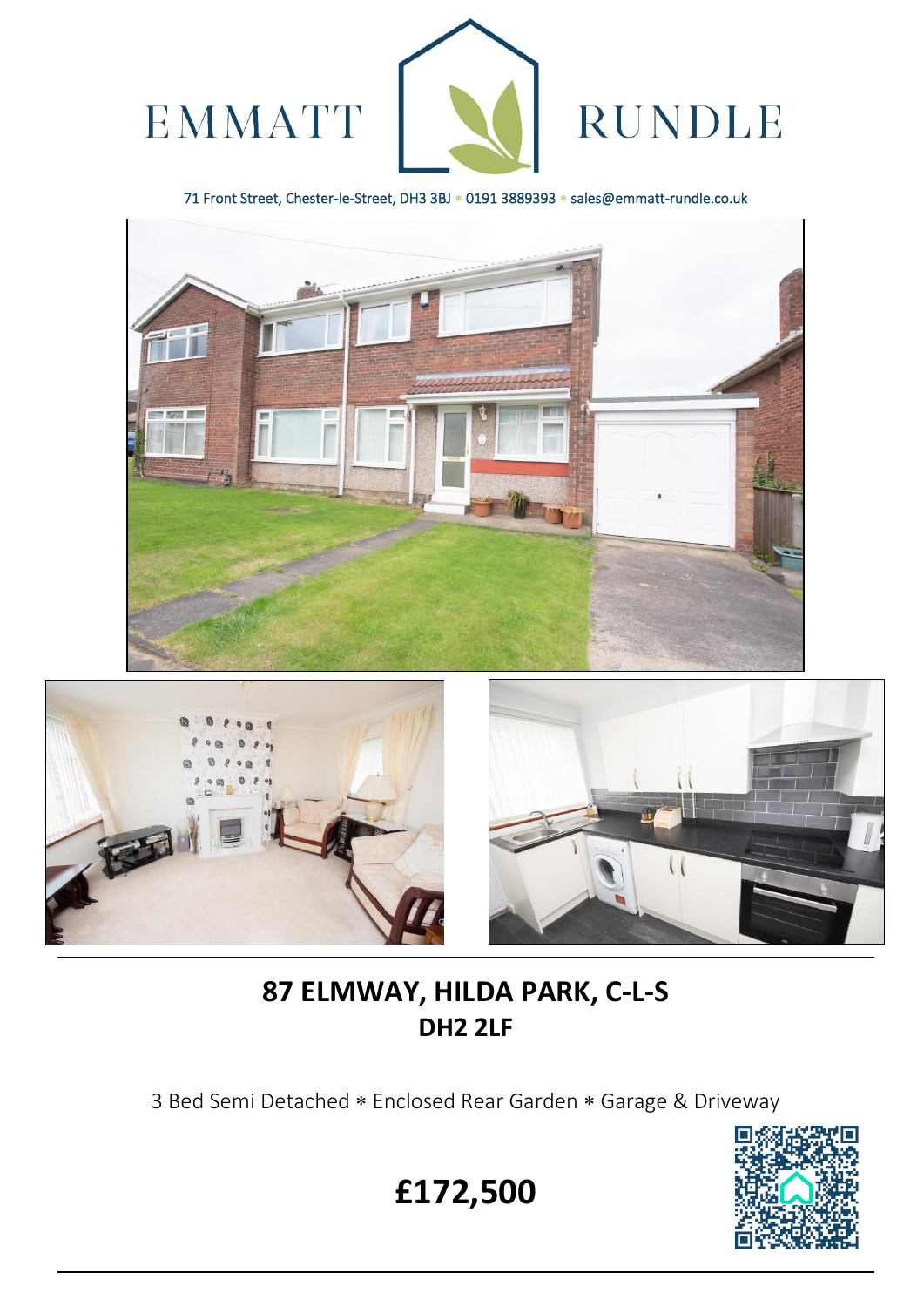EMMATT RUNDLE

71 Front Street, Chester-le-Street, DH3 3BJ * 0191 3889393 * sales@emmatt-rundle.co.uk

# 87 ELMWAY, HILDA PARK, C-L-S
## DH2 2LF

3 Bed Semi Detached * Enclosed Rear Garden * Garage & Driveway

# £172,500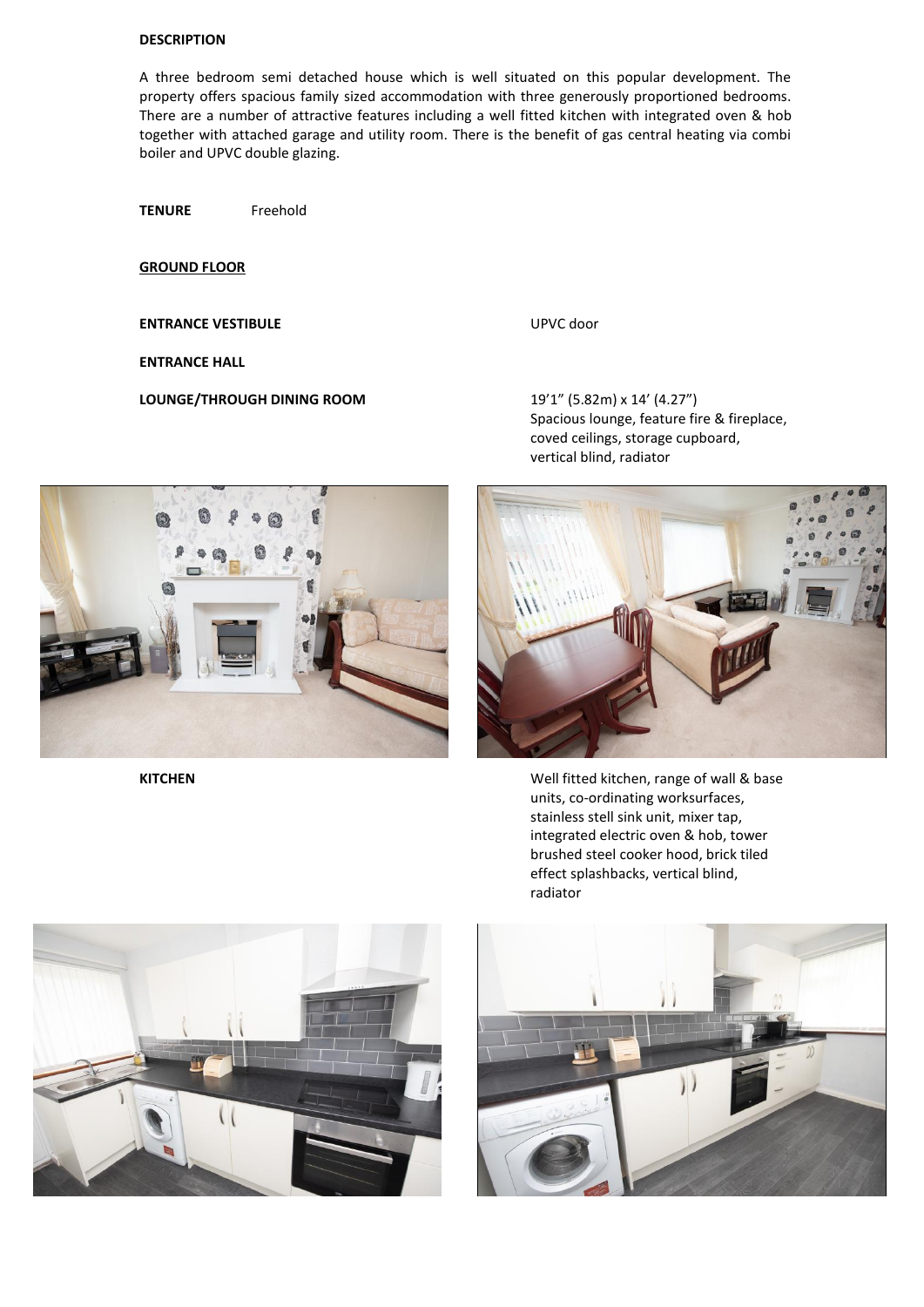**DESCRIPTION**

A three bedroom semi detached house which is well situated on this popular development. The property offers spacious family sized accommodation with three generously proportioned bedrooms. There are a number of attractive features including a well fitted kitchen with integrated oven & hob together with attached garage and utility room. There is the benefit of gas central heating via combi boiler and UPVC double glazing.

**TENURE** Freehold

**GROUND FLOOR**

**ENTRANCE VESTIBULE**

UPVC door

**ENTRANCE HALL**

**LOUNGE/THROUGH DINING ROOM**

19'1" (5.82m) x 14' (4.27")
Spacious lounge, feature fire & fireplace, coved ceilings, storage cupboard, vertical blind, radiator

**KITCHEN**

Well fitted kitchen, range of wall & base units, co-ordinating worksurfaces, stainless stell sink unit, mixer tap, integrated electric oven & hob, tower brushed steel cooker hood, brick tiled effect splashbacks, vertical blind, radiator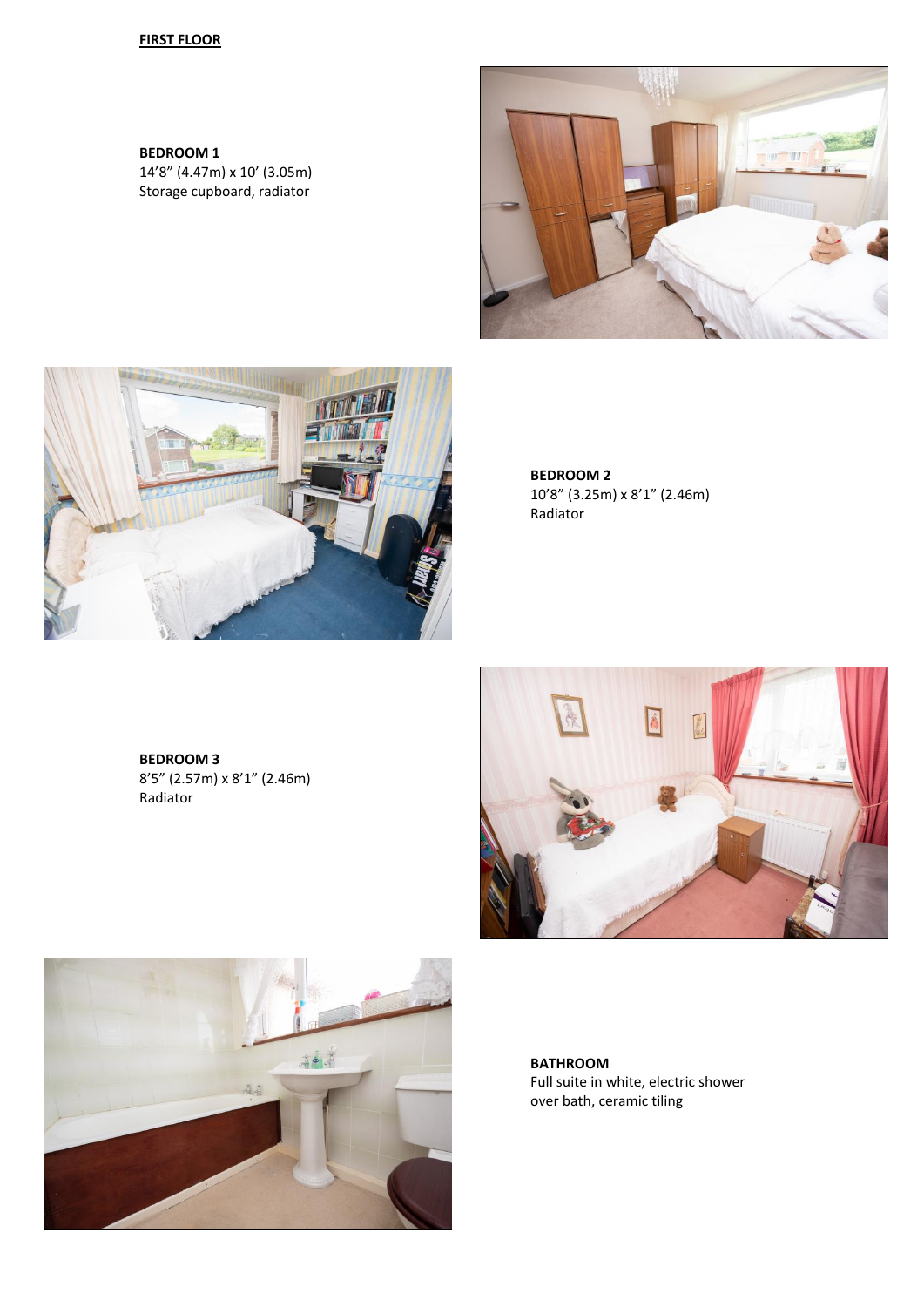## FIRST FLOOR

**BEDROOM 1**
14’8” (4.47m) x 10’ (3.05m)
Storage cupboard, radiator

**BEDROOM 2**
10’8” (3.25m) x 8’1” (2.46m)
Radiator

**BEDROOM 3**
8’5” (2.57m) x 8’1” (2.46m)
Radiator

**BATHROOM**
Full suite in white, electric shower over bath, ceramic tiling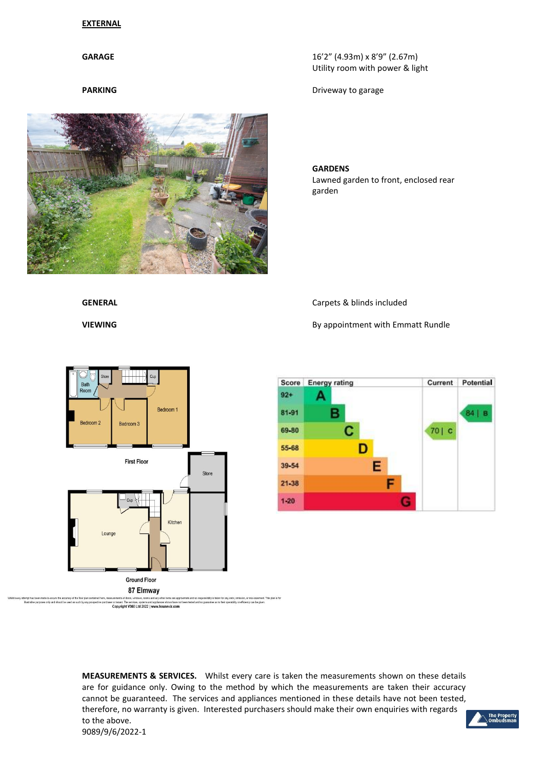**EXTERNAL**

**GARAGE** — 16'2" (4.93m) x 8'9" (2.67m)
Utility room with power & light

**PARKING** — Driveway to garage

**GARDENS**
Lawned garden to front, enclosed rear garden

**GENERAL** — Carpets & blinds included

**VIEWING** — By appointment with Emmatt Rundle

Bath Room
Store
Cup
Bedroom 1
Bedroom 2
Bedroom 3
First Floor
Store
Cup
Lounge
Kitchen
Ground Floor
87 Elmway

Whilst every attempt has been made to ensure the accuracy of the floor plan contained here, measurements of doors, windows, rooms and any other items are approximate and no responsibility is taken for any error, omission, or mis-statement. This plan is for illustrative purposes only and should be used as such by any prospective purchaser or tenant. The services, systems and appliances shown have not been tested and no guarantee as to their operability or efficiency can be given.
Copyright V360 Ltd 2022 | www.houseviz.com

Score | Energy rating | Current | Potential
92+ A
81-91 B
69-80 C
55-68 D
39-54 E
21-38 F
1-20 G
70 | C
84 | B

**MEASUREMENTS & SERVICES.** Whilst every care is taken the measurements shown on these details are for guidance only. Owing to the method by which the measurements are taken their accuracy cannot be guaranteed. The services and appliances mentioned in these details have not been tested, therefore, no warranty is given. Interested purchasers should make their own enquiries with regards to the above.
9089/9/6/2022-1

The Property Ombudsman